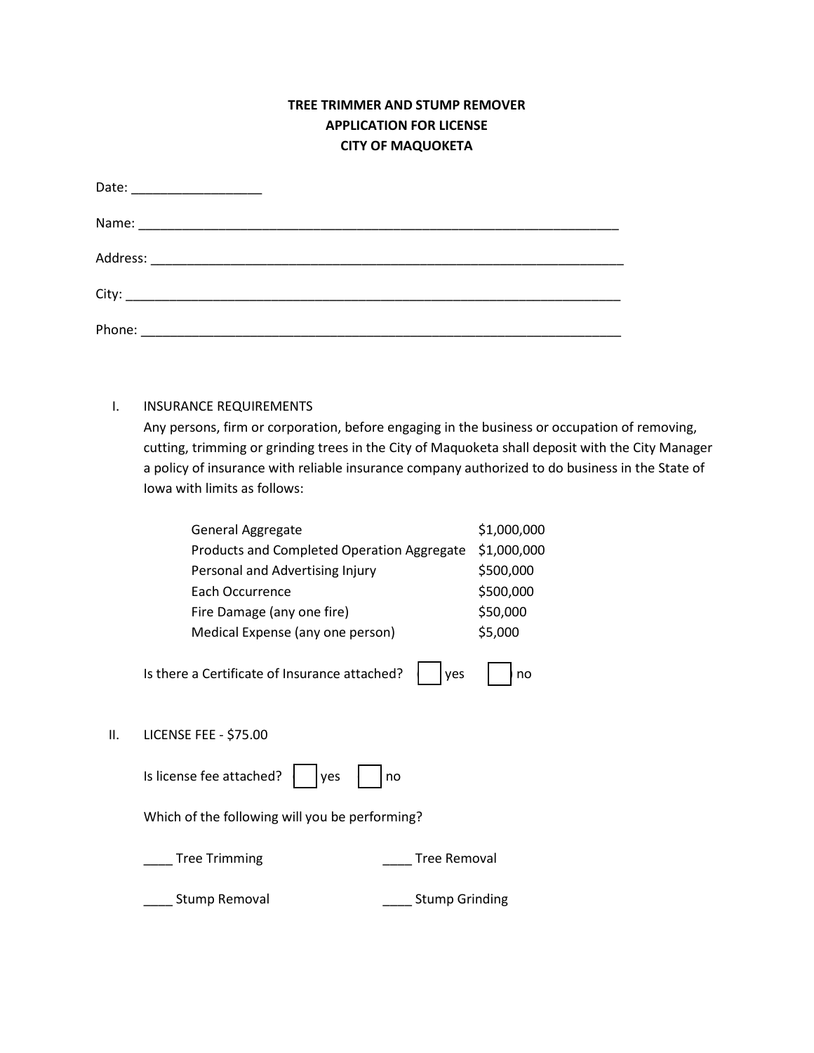# TREE TRIMMER AND STUMP REMOVER
# APPLICATION FOR LICENSE
# CITY OF MAQUOKETA

Date: __________________

Name: ______________________________________________________________________

Address: ____________________________________________________________________

City: _______________________________________________________________________

Phone: ______________________________________________________________________

I. INSURANCE REQUIREMENTS

Any persons, firm or corporation, before engaging in the business or occupation of removing, cutting, trimming or grinding trees in the City of Maquoketa shall deposit with the City Manager a policy of insurance with reliable insurance company authorized to do business in the State of Iowa with limits as follows:

| | |
|---|---|
| General Aggregate | $1,000,000 |
| Products and Completed Operation Aggregate | $1,000,000 |
| Personal and Advertising Injury | $500,000 |
| Each Occurrence | $500,000 |
| Fire Damage (any one fire) | $50,000 |
| Medical Expense (any one person) | $5,000 |

Is there a Certificate of Insurance attached? ☐ yes ☐ no

II. LICENSE FEE - $75.00

Is license fee attached? ☐ yes ☐ no

Which of the following will you be performing?

____ Tree Trimming ____ Tree Removal

____ Stump Removal ____ Stump Grinding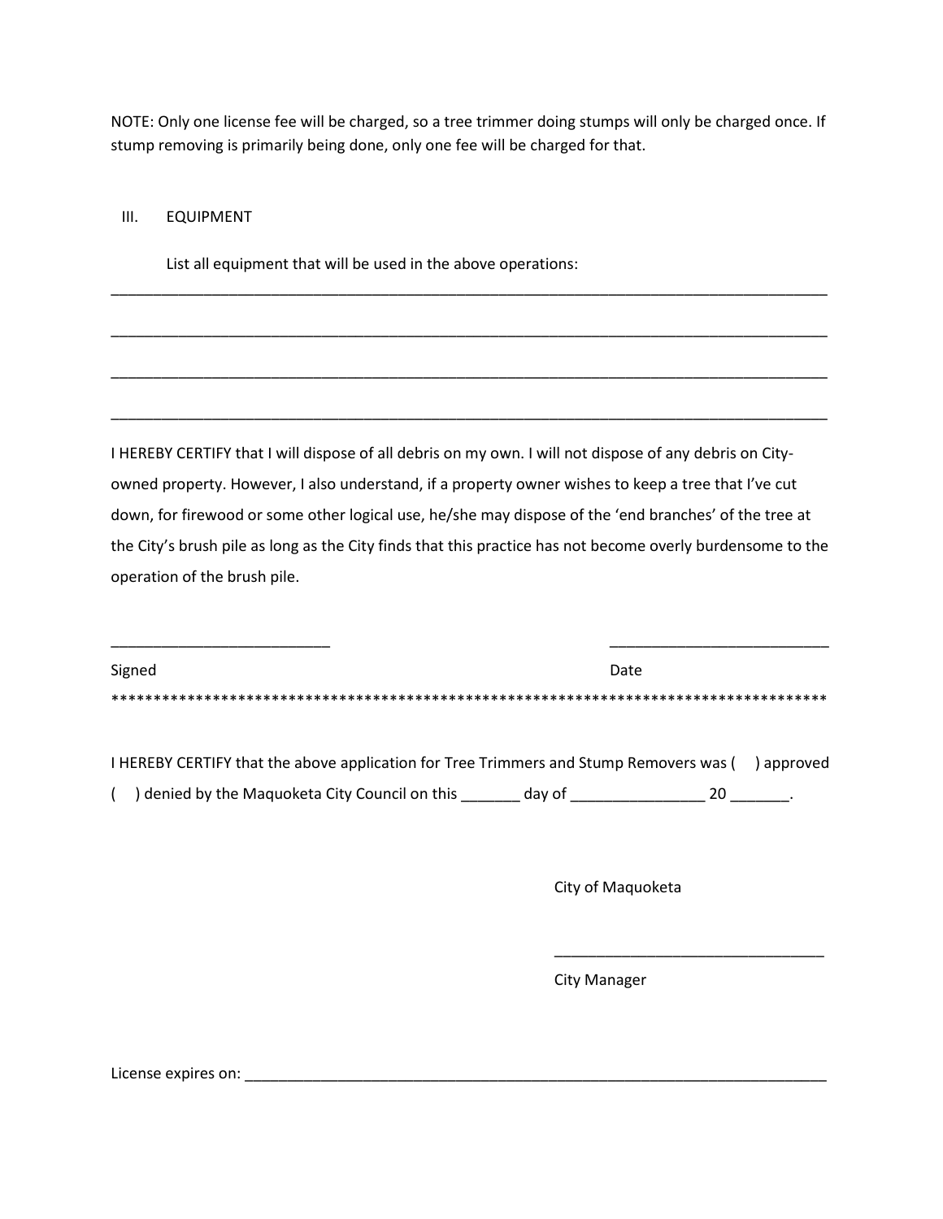NOTE: Only one license fee will be charged, so a tree trimmer doing stumps will only be charged once. If stump removing is primarily being done, only one fee will be charged for that.

III. EQUIPMENT

List all equipment that will be used in the above operations:

_______________________________________________________________________________________

_______________________________________________________________________________________

_______________________________________________________________________________________

_______________________________________________________________________________________

I HEREBY CERTIFY that I will dispose of all debris on my own. I will not dispose of any debris on City-owned property. However, I also understand, if a property owner wishes to keep a tree that I've cut down, for firewood or some other logical use, he/she may dispose of the 'end branches' of the tree at the City's brush pile as long as the City finds that this practice has not become overly burdensome to the operation of the brush pile.

_________________________ _________________________

Signed Date

****************************************************************************************

I HEREBY CERTIFY that the above application for Tree Trimmers and Stump Removers was ( ) approved ( ) denied by the Maquoketa City Council on this _______ day of ________________ 20 _______.

City of Maquoketa

________________________________

City Manager

License expires on: ________________________________________________________________________